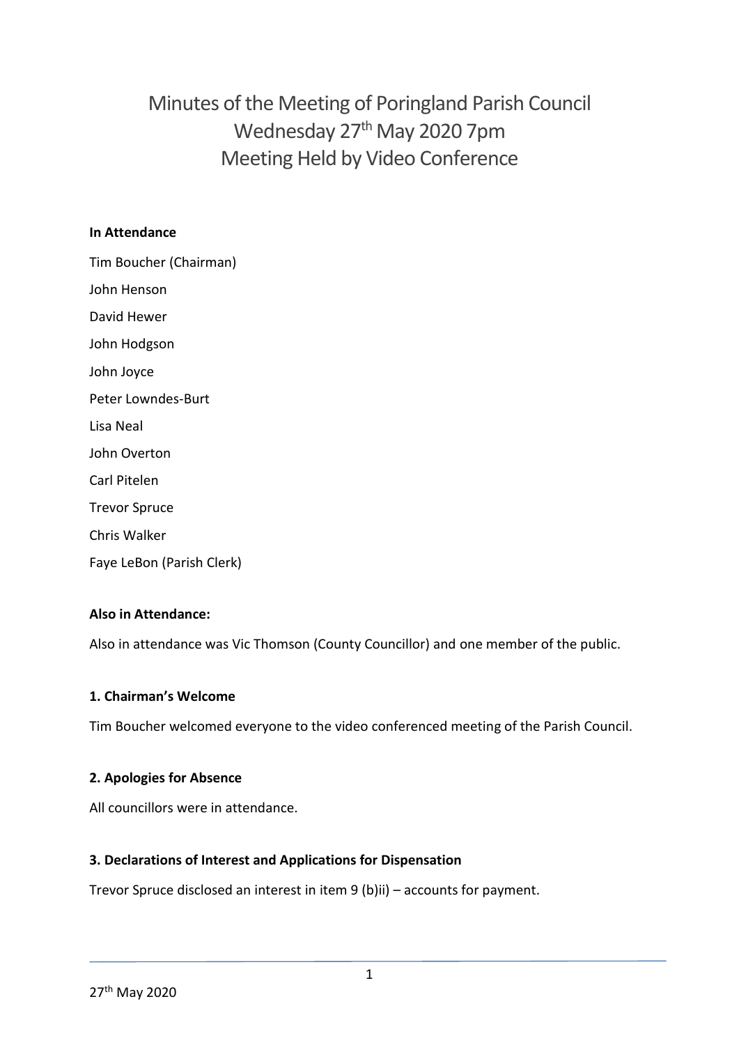# Minutes of the Meeting of Poringland Parish Council
# Wednesday 27th May 2020 7pm
# Meeting Held by Video Conference

**In Attendance**

Tim Boucher (Chairman)

John Henson

David Hewer

John Hodgson

John Joyce

Peter Lowndes-Burt

Lisa Neal

John Overton

Carl Pitelen

Trevor Spruce

Chris Walker

Faye LeBon (Parish Clerk)

**Also in Attendance:**

Also in attendance was Vic Thomson (County Councillor) and one member of the public.

**1. Chairman's Welcome**

Tim Boucher welcomed everyone to the video conferenced meeting of the Parish Council.

**2. Apologies for Absence**

All councillors were in attendance.

**3. Declarations of Interest and Applications for Dispensation**

Trevor Spruce disclosed an interest in item 9 (b)ii) – accounts for payment.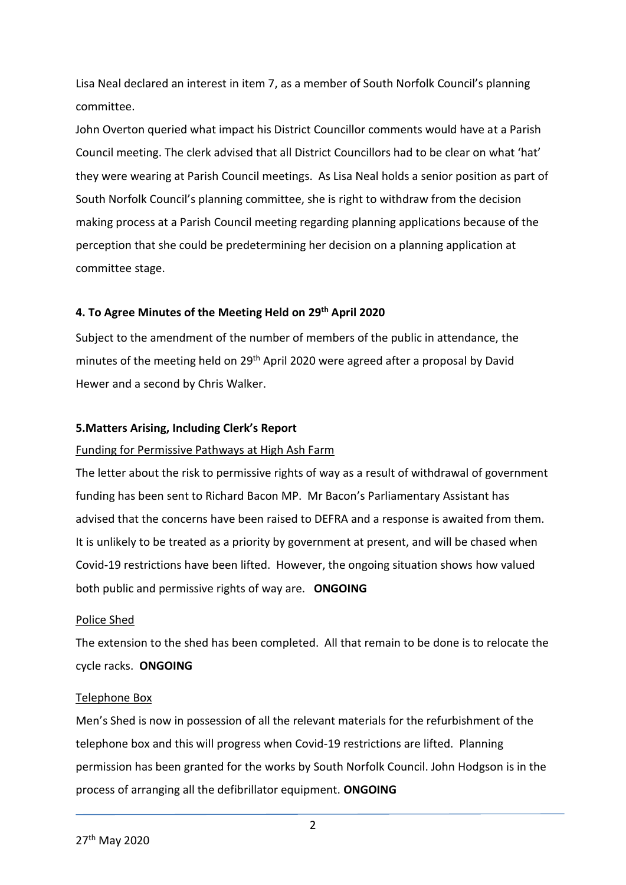Lisa Neal declared an interest in item 7, as a member of South Norfolk Council's planning committee.

John Overton queried what impact his District Councillor comments would have at a Parish Council meeting. The clerk advised that all District Councillors had to be clear on what 'hat' they were wearing at Parish Council meetings. As Lisa Neal holds a senior position as part of South Norfolk Council's planning committee, she is right to withdraw from the decision making process at a Parish Council meeting regarding planning applications because of the perception that she could be predetermining her decision on a planning application at committee stage.

## 4. To Agree Minutes of the Meeting Held on 29th April 2020

Subject to the amendment of the number of members of the public in attendance, the minutes of the meeting held on 29th April 2020 were agreed after a proposal by David Hewer and a second by Chris Walker.

## 5.Matters Arising, Including Clerk's Report

Funding for Permissive Pathways at High Ash Farm

The letter about the risk to permissive rights of way as a result of withdrawal of government funding has been sent to Richard Bacon MP. Mr Bacon's Parliamentary Assistant has advised that the concerns have been raised to DEFRA and a response is awaited from them. It is unlikely to be treated as a priority by government at present, and will be chased when Covid-19 restrictions have been lifted. However, the ongoing situation shows how valued both public and permissive rights of way are. **ONGOING**

Police Shed

The extension to the shed has been completed. All that remain to be done is to relocate the cycle racks. **ONGOING**

Telephone Box

Men's Shed is now in possession of all the relevant materials for the refurbishment of the telephone box and this will progress when Covid-19 restrictions are lifted. Planning permission has been granted for the works by South Norfolk Council. John Hodgson is in the process of arranging all the defibrillator equipment. **ONGOING**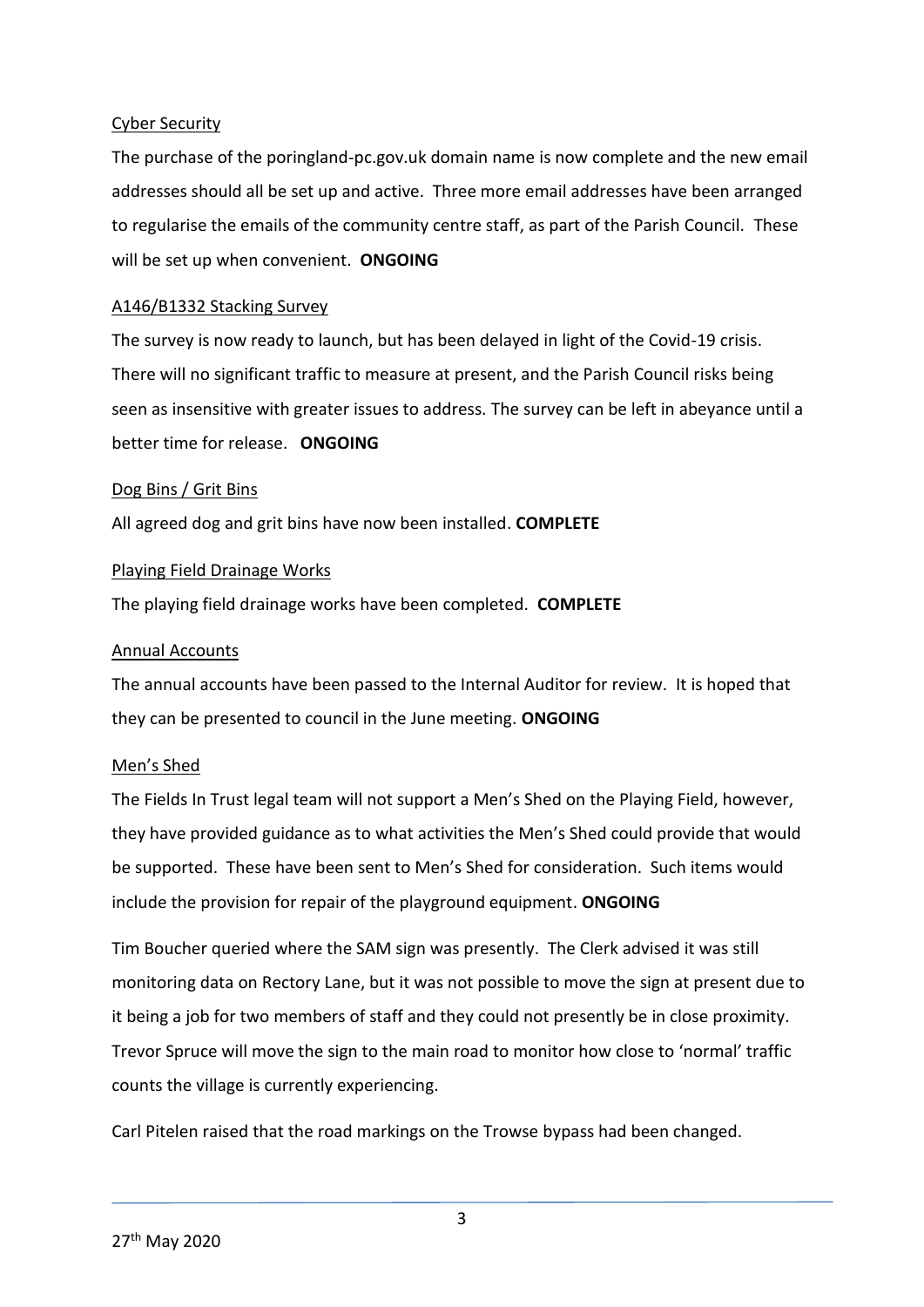<u>Cyber Security</u>

The purchase of the poringland-pc.gov.uk domain name is now complete and the new email addresses should all be set up and active. Three more email addresses have been arranged to regularise the emails of the community centre staff, as part of the Parish Council. These will be set up when convenient. **ONGOING**

<u>A146/B1332 Stacking Survey</u>

The survey is now ready to launch, but has been delayed in light of the Covid-19 crisis. There will no significant traffic to measure at present, and the Parish Council risks being seen as insensitive with greater issues to address. The survey can be left in abeyance until a better time for release. **ONGOING**

<u>Dog Bins / Grit Bins</u>

All agreed dog and grit bins have now been installed. **COMPLETE**

<u>Playing Field Drainage Works</u>

The playing field drainage works have been completed. **COMPLETE**

<u>Annual Accounts</u>

The annual accounts have been passed to the Internal Auditor for review. It is hoped that they can be presented to council in the June meeting. **ONGOING**

<u>Men's Shed</u>

The Fields In Trust legal team will not support a Men's Shed on the Playing Field, however, they have provided guidance as to what activities the Men's Shed could provide that would be supported. These have been sent to Men's Shed for consideration. Such items would include the provision for repair of the playground equipment. **ONGOING**

Tim Boucher queried where the SAM sign was presently. The Clerk advised it was still monitoring data on Rectory Lane, but it was not possible to move the sign at present due to it being a job for two members of staff and they could not presently be in close proximity. Trevor Spruce will move the sign to the main road to monitor how close to 'normal' traffic counts the village is currently experiencing.

Carl Pitelen raised that the road markings on the Trowse bypass had been changed.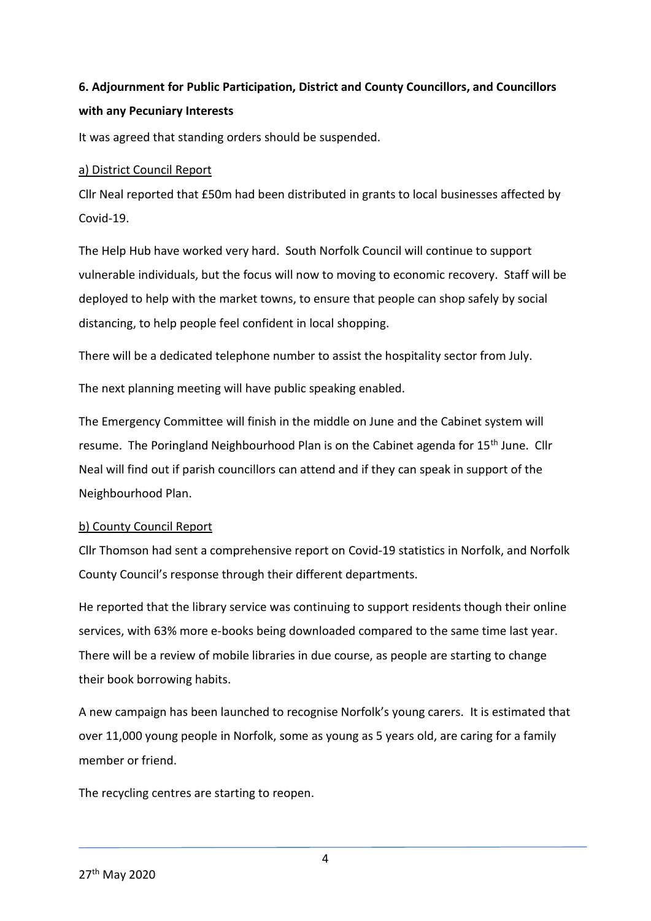**6. Adjournment for Public Participation, District and County Councillors, and Councillors with any Pecuniary Interests**

It was agreed that standing orders should be suspended.

a) District Council Report

Cllr Neal reported that £50m had been distributed in grants to local businesses affected by Covid-19.

The Help Hub have worked very hard. South Norfolk Council will continue to support vulnerable individuals, but the focus will now to moving to economic recovery. Staff will be deployed to help with the market towns, to ensure that people can shop safely by social distancing, to help people feel confident in local shopping.

There will be a dedicated telephone number to assist the hospitality sector from July.

The next planning meeting will have public speaking enabled.

The Emergency Committee will finish in the middle on June and the Cabinet system will resume. The Poringland Neighbourhood Plan is on the Cabinet agenda for 15th June. Cllr Neal will find out if parish councillors can attend and if they can speak in support of the Neighbourhood Plan.

b) County Council Report

Cllr Thomson had sent a comprehensive report on Covid-19 statistics in Norfolk, and Norfolk County Council's response through their different departments.

He reported that the library service was continuing to support residents though their online services, with 63% more e-books being downloaded compared to the same time last year. There will be a review of mobile libraries in due course, as people are starting to change their book borrowing habits.

A new campaign has been launched to recognise Norfolk's young carers. It is estimated that over 11,000 young people in Norfolk, some as young as 5 years old, are caring for a family member or friend.

The recycling centres are starting to reopen.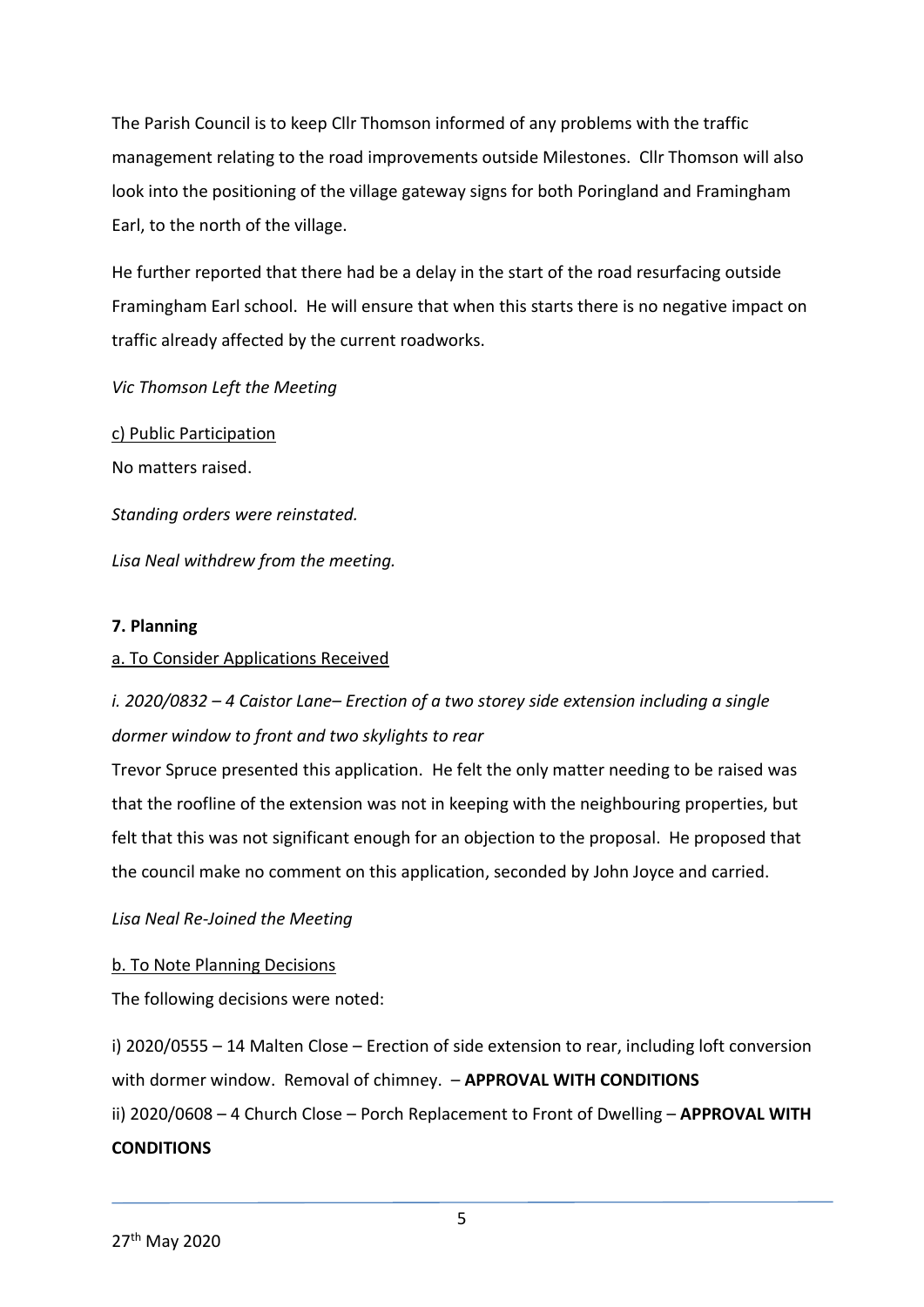The Parish Council is to keep Cllr Thomson informed of any problems with the traffic management relating to the road improvements outside Milestones. Cllr Thomson will also look into the positioning of the village gateway signs for both Poringland and Framingham Earl, to the north of the village.

He further reported that there had be a delay in the start of the road resurfacing outside Framingham Earl school. He will ensure that when this starts there is no negative impact on traffic already affected by the current roadworks.

*Vic Thomson Left the Meeting*

c) Public Participation

No matters raised.

*Standing orders were reinstated.*

*Lisa Neal withdrew from the meeting.*

**7. Planning**

a. To Consider Applications Received

*i. 2020/0832 – 4 Caistor Lane– Erection of a two storey side extension including a single dormer window to front and two skylights to rear*

Trevor Spruce presented this application. He felt the only matter needing to be raised was that the roofline of the extension was not in keeping with the neighbouring properties, but felt that this was not significant enough for an objection to the proposal. He proposed that the council make no comment on this application, seconded by John Joyce and carried.

*Lisa Neal Re-Joined the Meeting*

b. To Note Planning Decisions

The following decisions were noted:

i) 2020/0555 – 14 Malten Close – Erection of side extension to rear, including loft conversion with dormer window. Removal of chimney. – **APPROVAL WITH CONDITIONS**

ii) 2020/0608 – 4 Church Close – Porch Replacement to Front of Dwelling – **APPROVAL WITH CONDITIONS**

27th May 2020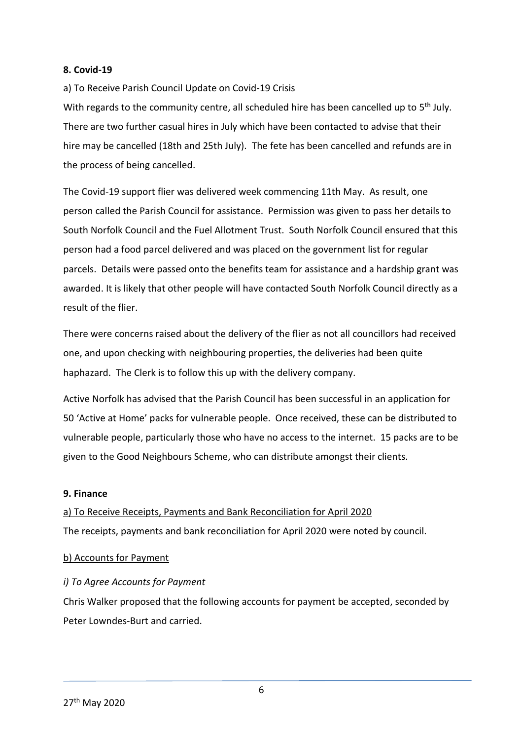**8. Covid-19**

a) To Receive Parish Council Update on Covid-19 Crisis

With regards to the community centre, all scheduled hire has been cancelled up to 5th July. There are two further casual hires in July which have been contacted to advise that their hire may be cancelled (18th and 25th July). The fete has been cancelled and refunds are in the process of being cancelled.

The Covid-19 support flier was delivered week commencing 11th May. As result, one person called the Parish Council for assistance. Permission was given to pass her details to South Norfolk Council and the Fuel Allotment Trust. South Norfolk Council ensured that this person had a food parcel delivered and was placed on the government list for regular parcels. Details were passed onto the benefits team for assistance and a hardship grant was awarded. It is likely that other people will have contacted South Norfolk Council directly as a result of the flier.

There were concerns raised about the delivery of the flier as not all councillors had received one, and upon checking with neighbouring properties, the deliveries had been quite haphazard. The Clerk is to follow this up with the delivery company.

Active Norfolk has advised that the Parish Council has been successful in an application for 50 'Active at Home' packs for vulnerable people. Once received, these can be distributed to vulnerable people, particularly those who have no access to the internet. 15 packs are to be given to the Good Neighbours Scheme, who can distribute amongst their clients.

**9. Finance**

a) To Receive Receipts, Payments and Bank Reconciliation for April 2020

The receipts, payments and bank reconciliation for April 2020 were noted by council.

b) Accounts for Payment

*i) To Agree Accounts for Payment*

Chris Walker proposed that the following accounts for payment be accepted, seconded by Peter Lowndes-Burt and carried.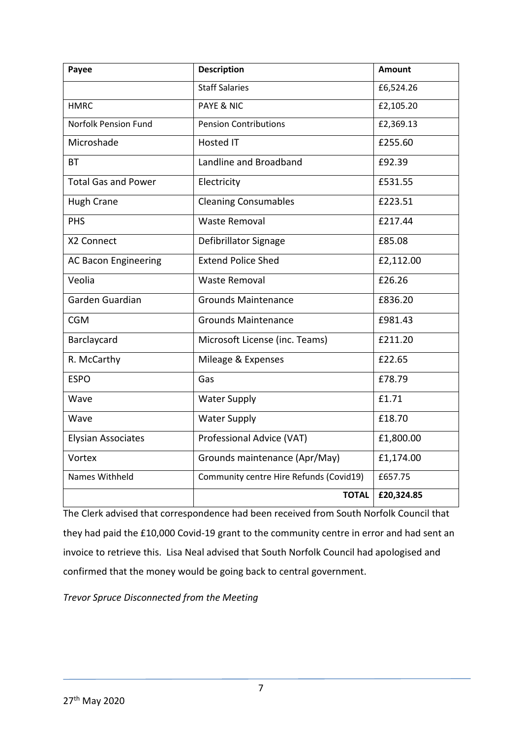| Payee | Description | Amount |
|---|---|---|
| | Staff Salaries | £6,524.26 |
| HMRC | PAYE & NIC | £2,105.20 |
| Norfolk Pension Fund | Pension Contributions | £2,369.13 |
| Microshade | Hosted IT | £255.60 |
| BT | Landline and Broadband | £92.39 |
| Total Gas and Power | Electricity | £531.55 |
| Hugh Crane | Cleaning Consumables | £223.51 |
| PHS | Waste Removal | £217.44 |
| X2 Connect | Defibrillator Signage | £85.08 |
| AC Bacon Engineering | Extend Police Shed | £2,112.00 |
| Veolia | Waste Removal | £26.26 |
| Garden Guardian | Grounds Maintenance | £836.20 |
| CGM | Grounds Maintenance | £981.43 |
| Barclaycard | Microsoft License (inc. Teams) | £211.20 |
| R. McCarthy | Mileage & Expenses | £22.65 |
| ESPO | Gas | £78.79 |
| Wave | Water Supply | £1.71 |
| Wave | Water Supply | £18.70 |
| Elysian Associates | Professional Advice (VAT) | £1,800.00 |
| Vortex | Grounds maintenance (Apr/May) | £1,174.00 |
| Names Withheld | Community centre Hire Refunds (Covid19) | £657.75 |
| | **TOTAL** | **£20,324.85** |

The Clerk advised that correspondence had been received from South Norfolk Council that they had paid the £10,000 Covid-19 grant to the community centre in error and had sent an invoice to retrieve this. Lisa Neal advised that South Norfolk Council had apologised and confirmed that the money would be going back to central government.

*Trevor Spruce Disconnected from the Meeting*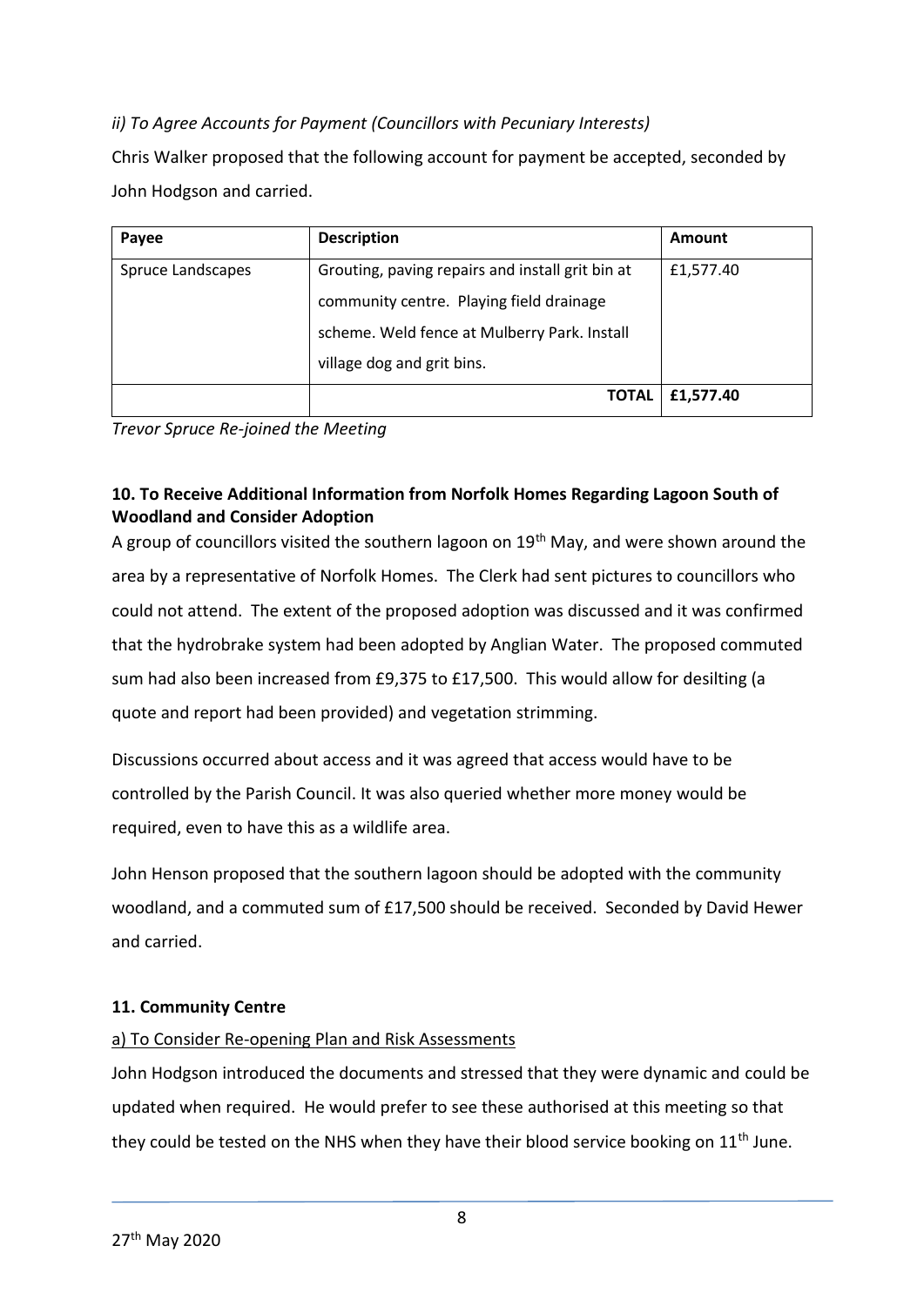*ii) To Agree Accounts for Payment (Councillors with Pecuniary Interests)*

Chris Walker proposed that the following account for payment be accepted, seconded by John Hodgson and carried.

| Payee | Description | Amount |
|---|---|---|
| Spruce Landscapes | Grouting, paving repairs and install grit bin at community centre. Playing field drainage scheme. Weld fence at Mulberry Park. Install village dog and grit bins. | £1,577.40 |
| | **TOTAL** | **£1,577.40** |

*Trevor Spruce Re-joined the Meeting*

**10. To Receive Additional Information from Norfolk Homes Regarding Lagoon South of Woodland and Consider Adoption**

A group of councillors visited the southern lagoon on 19th May, and were shown around the area by a representative of Norfolk Homes. The Clerk had sent pictures to councillors who could not attend. The extent of the proposed adoption was discussed and it was confirmed that the hydrobrake system had been adopted by Anglian Water. The proposed commuted sum had also been increased from £9,375 to £17,500. This would allow for desilting (a quote and report had been provided) and vegetation strimming.

Discussions occurred about access and it was agreed that access would have to be controlled by the Parish Council. It was also queried whether more money would be required, even to have this as a wildlife area.

John Henson proposed that the southern lagoon should be adopted with the community woodland, and a commuted sum of £17,500 should be received. Seconded by David Hewer and carried.

**11. Community Centre**

a) To Consider Re-opening Plan and Risk Assessments

John Hodgson introduced the documents and stressed that they were dynamic and could be updated when required. He would prefer to see these authorised at this meeting so that they could be tested on the NHS when they have their blood service booking on 11th June.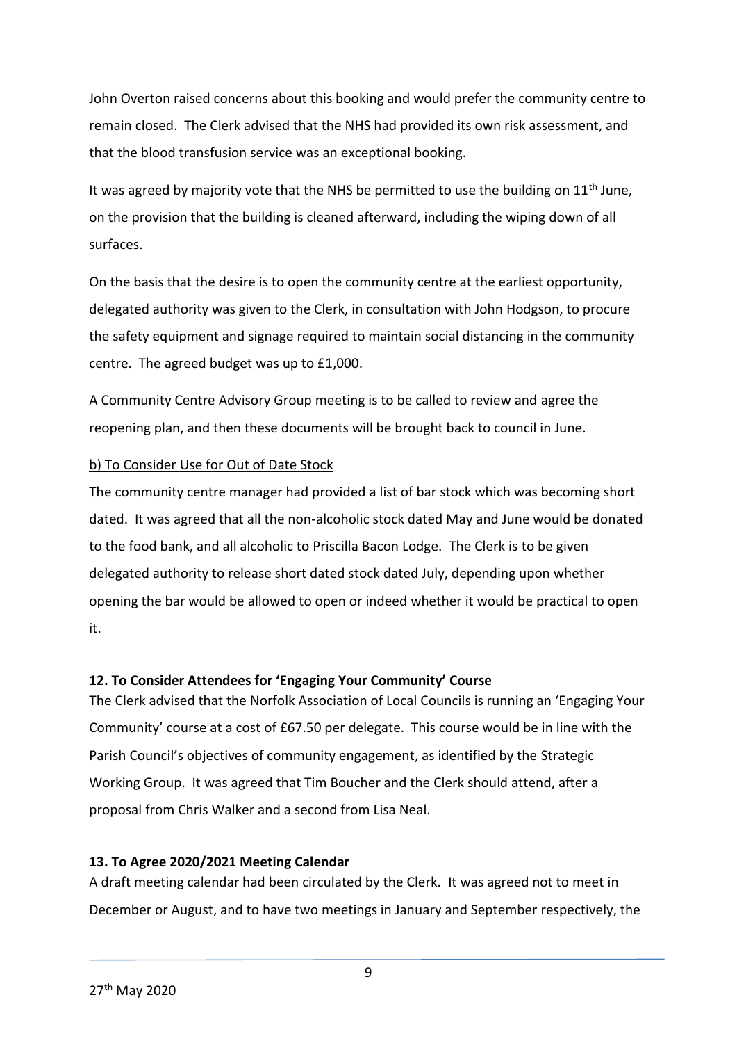John Overton raised concerns about this booking and would prefer the community centre to remain closed. The Clerk advised that the NHS had provided its own risk assessment, and that the blood transfusion service was an exceptional booking.

It was agreed by majority vote that the NHS be permitted to use the building on 11th June, on the provision that the building is cleaned afterward, including the wiping down of all surfaces.

On the basis that the desire is to open the community centre at the earliest opportunity, delegated authority was given to the Clerk, in consultation with John Hodgson, to procure the safety equipment and signage required to maintain social distancing in the community centre. The agreed budget was up to £1,000.

A Community Centre Advisory Group meeting is to be called to review and agree the reopening plan, and then these documents will be brought back to council in June.

b) To Consider Use for Out of Date Stock

The community centre manager had provided a list of bar stock which was becoming short dated. It was agreed that all the non-alcoholic stock dated May and June would be donated to the food bank, and all alcoholic to Priscilla Bacon Lodge. The Clerk is to be given delegated authority to release short dated stock dated July, depending upon whether opening the bar would be allowed to open or indeed whether it would be practical to open it.

**12. To Consider Attendees for 'Engaging Your Community' Course**

The Clerk advised that the Norfolk Association of Local Councils is running an 'Engaging Your Community' course at a cost of £67.50 per delegate. This course would be in line with the Parish Council's objectives of community engagement, as identified by the Strategic Working Group. It was agreed that Tim Boucher and the Clerk should attend, after a proposal from Chris Walker and a second from Lisa Neal.

**13. To Agree 2020/2021 Meeting Calendar**

A draft meeting calendar had been circulated by the Clerk. It was agreed not to meet in December or August, and to have two meetings in January and September respectively, the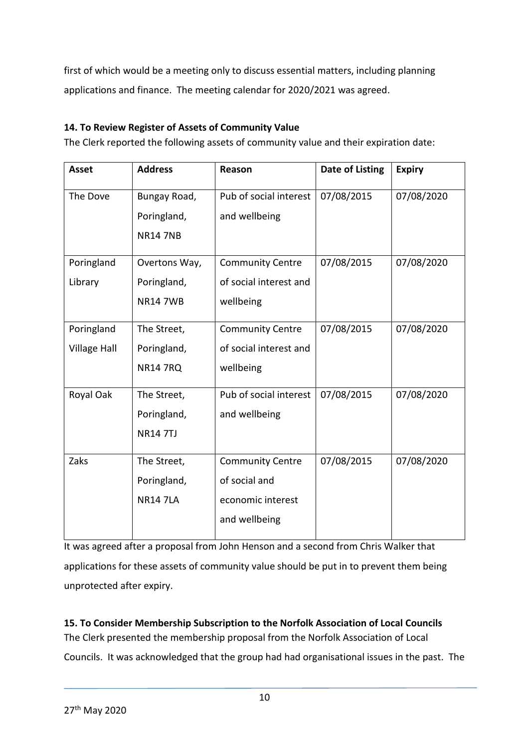first of which would be a meeting only to discuss essential matters, including planning applications and finance. The meeting calendar for 2020/2021 was agreed.

**14. To Review Register of Assets of Community Value**

The Clerk reported the following assets of community value and their expiration date:

| Asset | Address | Reason | Date of Listing | Expiry |
|---|---|---|---|---|
| The Dove | Bungay Road, Poringland, NR14 7NB | Pub of social interest and wellbeing | 07/08/2015 | 07/08/2020 |
| Poringland Library | Overtons Way, Poringland, NR14 7WB | Community Centre of social interest and wellbeing | 07/08/2015 | 07/08/2020 |
| Poringland Village Hall | The Street, Poringland, NR14 7RQ | Community Centre of social interest and wellbeing | 07/08/2015 | 07/08/2020 |
| Royal Oak | The Street, Poringland, NR14 7TJ | Pub of social interest and wellbeing | 07/08/2015 | 07/08/2020 |
| Zaks | The Street, Poringland, NR14 7LA | Community Centre of social and economic interest and wellbeing | 07/08/2015 | 07/08/2020 |

It was agreed after a proposal from John Henson and a second from Chris Walker that applications for these assets of community value should be put in to prevent them being unprotected after expiry.

**15. To Consider Membership Subscription to the Norfolk Association of Local Councils**

The Clerk presented the membership proposal from the Norfolk Association of Local Councils. It was acknowledged that the group had had organisational issues in the past. The

27th May 2020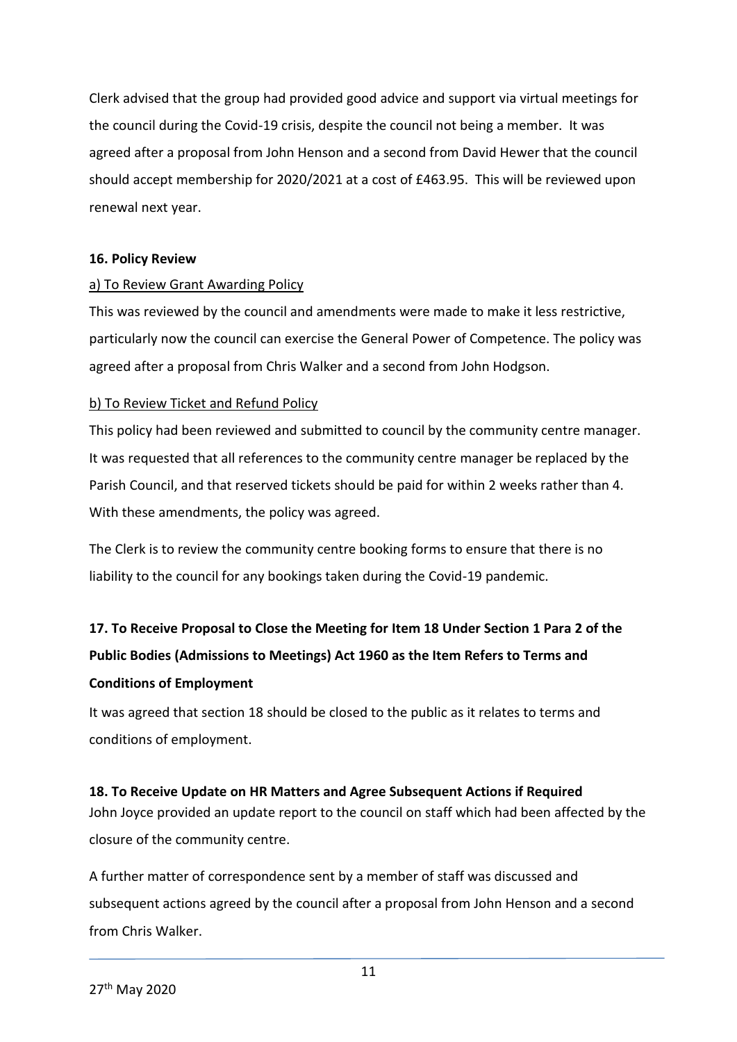Clerk advised that the group had provided good advice and support via virtual meetings for the council during the Covid-19 crisis, despite the council not being a member. It was agreed after a proposal from John Henson and a second from David Hewer that the council should accept membership for 2020/2021 at a cost of £463.95. This will be reviewed upon renewal next year.

**16. Policy Review**

a) To Review Grant Awarding Policy

This was reviewed by the council and amendments were made to make it less restrictive, particularly now the council can exercise the General Power of Competence. The policy was agreed after a proposal from Chris Walker and a second from John Hodgson.

b) To Review Ticket and Refund Policy

This policy had been reviewed and submitted to council by the community centre manager. It was requested that all references to the community centre manager be replaced by the Parish Council, and that reserved tickets should be paid for within 2 weeks rather than 4. With these amendments, the policy was agreed.

The Clerk is to review the community centre booking forms to ensure that there is no liability to the council for any bookings taken during the Covid-19 pandemic.

**17. To Receive Proposal to Close the Meeting for Item 18 Under Section 1 Para 2 of the Public Bodies (Admissions to Meetings) Act 1960 as the Item Refers to Terms and Conditions of Employment**

It was agreed that section 18 should be closed to the public as it relates to terms and conditions of employment.

**18. To Receive Update on HR Matters and Agree Subsequent Actions if Required**

John Joyce provided an update report to the council on staff which had been affected by the closure of the community centre.

A further matter of correspondence sent by a member of staff was discussed and subsequent actions agreed by the council after a proposal from John Henson and a second from Chris Walker.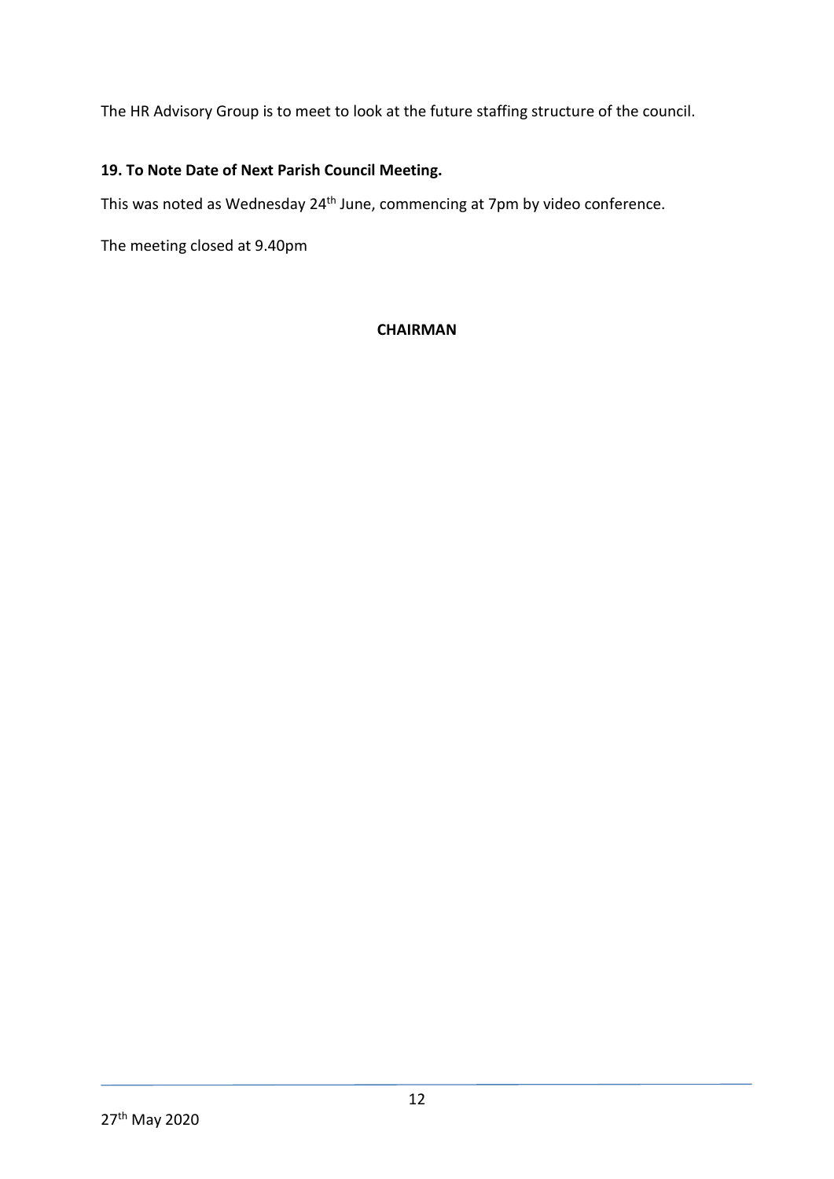The HR Advisory Group is to meet to look at the future staffing structure of the council.

**19. To Note Date of Next Parish Council Meeting.**

This was noted as Wednesday 24th June, commencing at 7pm by video conference.

The meeting closed at 9.40pm

**CHAIRMAN**